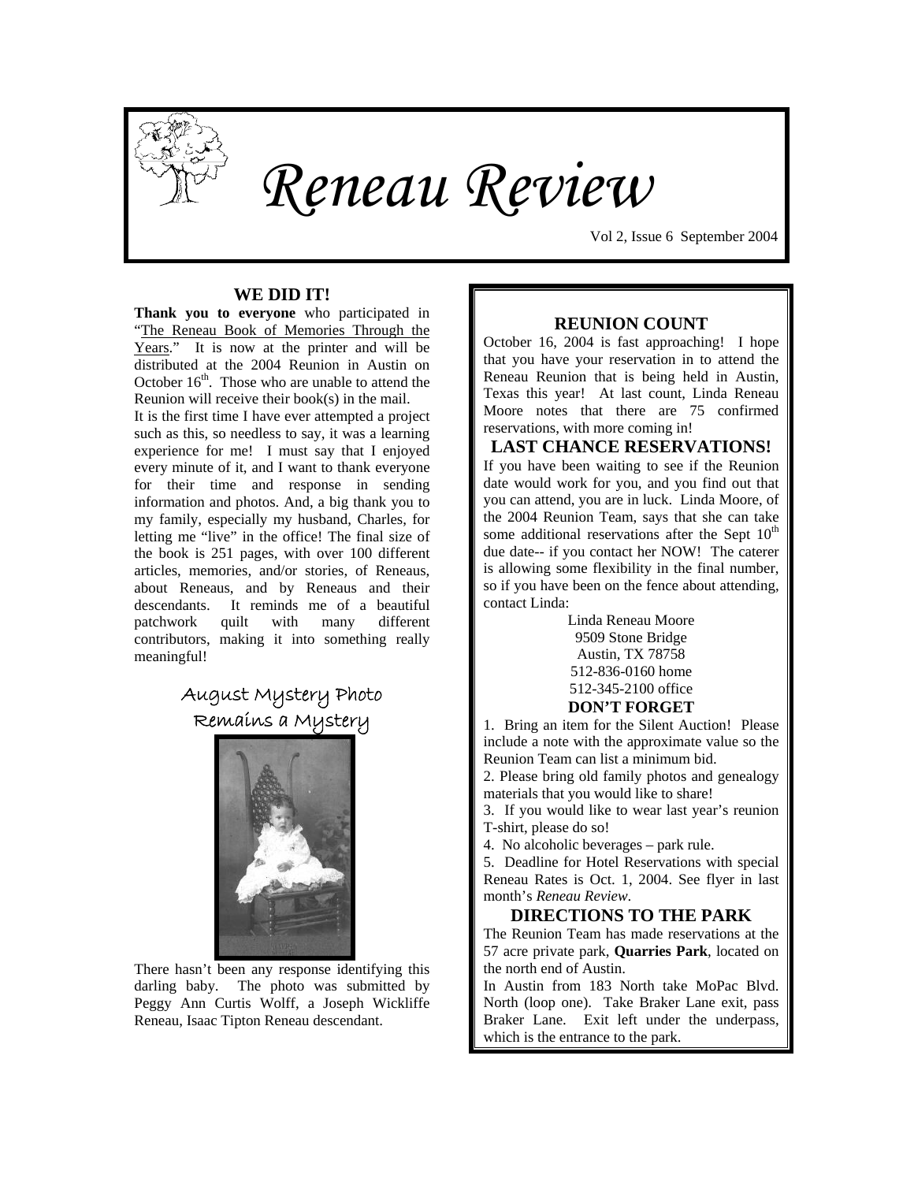# Reneau Review

Vol 2, Issue 6 September 2004

## WE DID IT!

**Thank you to everyone** who participated in "The Reneau Book of Memories Through the Years." It is now at the printer and will be distributed at the 2004 Reunion in Austin on October 16th. Those who are unable to attend the Reunion will receive their book(s) in the mail.

It is the first time I have ever attempted a project such as this, so needless to say, it was a learning experience for me! I must say that I enjoyed every minute of it, and I want to thank everyone for their time and response in sending information and photos. And, a big thank you to my family, especially my husband, Charles, for letting me "live" in the office! The final size of the book is 251 pages, with over 100 different articles, memories, and/or stories, of Reneaus, about Reneaus, and by Reneaus and their descendants. It reminds me of a beautiful patchwork quilt with many different contributors, making it into something really meaningful!

## August Mystery Photo Remains a Mystery

There hasn't been any response identifying this darling baby. The photo was submitted by Peggy Ann Curtis Wolff, a Joseph Wickliffe Reneau, Isaac Tipton Reneau descendant.

## REUNION COUNT

October 16, 2004 is fast approaching! I hope that you have your reservation in to attend the Reneau Reunion that is being held in Austin, Texas this year! At last count, Linda Reneau Moore notes that there are 75 confirmed reservations, with more coming in!

## LAST CHANCE RESERVATIONS!

If you have been waiting to see if the Reunion date would work for you, and you find out that you can attend, you are in luck. Linda Moore, of the 2004 Reunion Team, says that she can take some additional reservations after the Sept 10th due date-- if you contact her NOW! The caterer is allowing some flexibility in the final number, so if you have been on the fence about attending, contact Linda:

Linda Reneau Moore
9509 Stone Bridge
Austin, TX 78758
512-836-0160 home
512-345-2100 office

## DON'T FORGET

1. Bring an item for the Silent Auction! Please include a note with the approximate value so the Reunion Team can list a minimum bid.
2. Please bring old family photos and genealogy materials that you would like to share!
3. If you would like to wear last year's reunion T-shirt, please do so!
4. No alcoholic beverages – park rule.
5. Deadline for Hotel Reservations with special Reneau Rates is Oct. 1, 2004. See flyer in last month's *Reneau Review*.

## DIRECTIONS TO THE PARK

The Reunion Team has made reservations at the 57 acre private park, **Quarries Park**, located on the north end of Austin.

In Austin from 183 North take MoPac Blvd. North (loop one). Take Braker Lane exit, pass Braker Lane. Exit left under the underpass, which is the entrance to the park.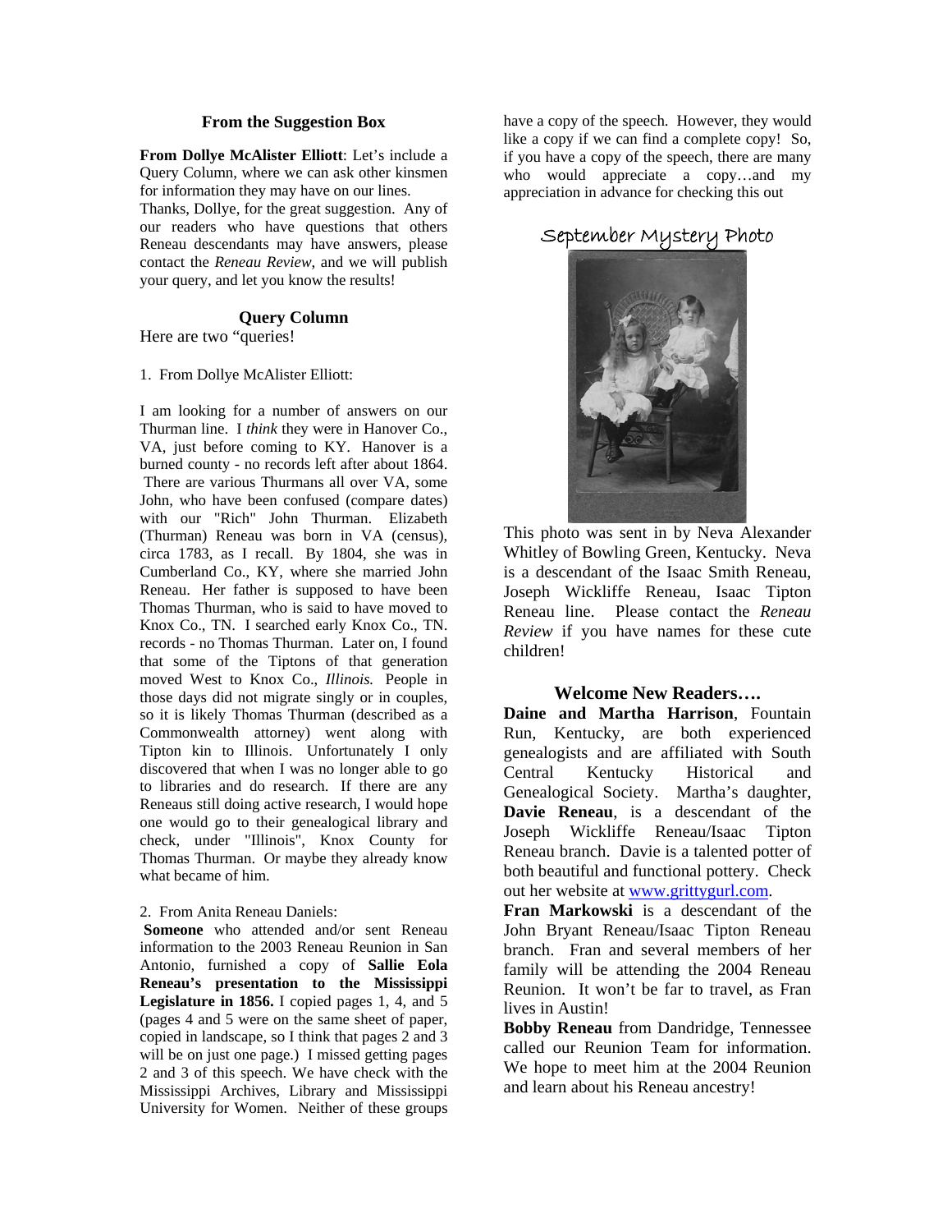### From the Suggestion Box

**From Dollye McAlister Elliott**: Let's include a Query Column, where we can ask other kinsmen for information they may have on our lines.
Thanks, Dollye, for the great suggestion. Any of our readers who have questions that others Reneau descendants may have answers, please contact the *Reneau Review*, and we will publish your query, and let you know the results!

### Query Column

Here are two "queries!

1. From Dollye McAlister Elliott:

I am looking for a number of answers on our Thurman line. I *think* they were in Hanover Co., VA, just before coming to KY. Hanover is a burned county - no records left after about 1864. There are various Thurmans all over VA, some John, who have been confused (compare dates) with our "Rich" John Thurman. Elizabeth (Thurman) Reneau was born in VA (census), circa 1783, as I recall. By 1804, she was in Cumberland Co., KY, where she married John Reneau. Her father is supposed to have been Thomas Thurman, who is said to have moved to Knox Co., TN. I searched early Knox Co., TN. records - no Thomas Thurman. Later on, I found that some of the Tiptons of that generation moved West to Knox Co., *Illinois.* People in those days did not migrate singly or in couples, so it is likely Thomas Thurman (described as a Commonwealth attorney) went along with Tipton kin to Illinois. Unfortunately I only discovered that when I was no longer able to go to libraries and do research. If there are any Reneaus still doing active research, I would hope one would go to their genealogical library and check, under "Illinois", Knox County for Thomas Thurman. Or maybe they already know what became of him.

2. From Anita Reneau Daniels:
**Someone** who attended and/or sent Reneau information to the 2003 Reneau Reunion in San Antonio, furnished a copy of **Sallie Eola Reneau's presentation to the Mississippi Legislature in 1856.** I copied pages 1, 4, and 5 (pages 4 and 5 were on the same sheet of paper, copied in landscape, so I think that pages 2 and 3 will be on just one page.) I missed getting pages 2 and 3 of this speech. We have check with the Mississippi Archives, Library and Mississippi University for Women. Neither of these groups have a copy of the speech. However, they would like a copy if we can find a complete copy! So, if you have a copy of the speech, there are many who would appreciate a copy…and my appreciation in advance for checking this out

### September Mystery Photo

This photo was sent in by Neva Alexander Whitley of Bowling Green, Kentucky. Neva is a descendant of the Isaac Smith Reneau, Joseph Wickliffe Reneau, Isaac Tipton Reneau line. Please contact the *Reneau Review* if you have names for these cute children!

### Welcome New Readers….

**Daine and Martha Harrison**, Fountain Run, Kentucky, are both experienced genealogists and are affiliated with South Central Kentucky Historical and Genealogical Society. Martha's daughter, **Davie Reneau**, is a descendant of the Joseph Wickliffe Reneau/Isaac Tipton Reneau branch. Davie is a talented potter of both beautiful and functional pottery. Check out her website at www.grittygurl.com.

**Fran Markowski** is a descendant of the John Bryant Reneau/Isaac Tipton Reneau branch. Fran and several members of her family will be attending the 2004 Reneau Reunion. It won't be far to travel, as Fran lives in Austin!

**Bobby Reneau** from Dandridge, Tennessee called our Reunion Team for information. We hope to meet him at the 2004 Reunion and learn about his Reneau ancestry!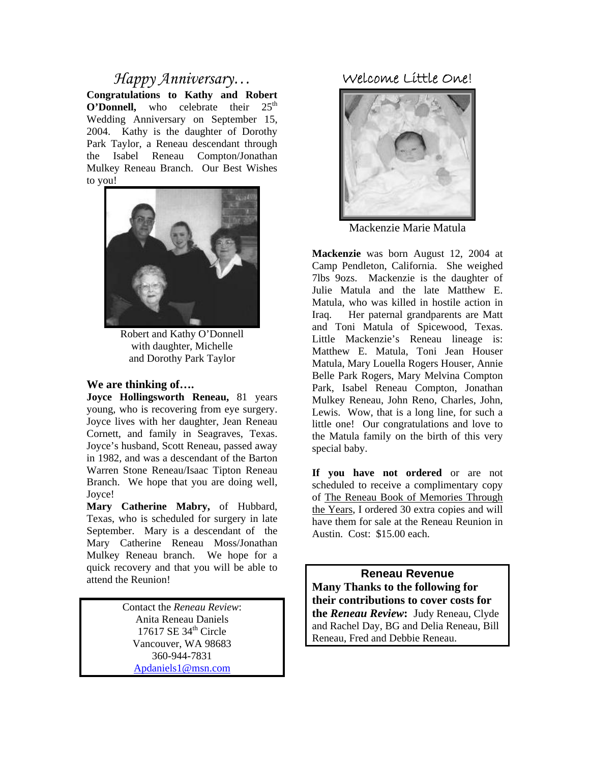## *Happy Anniversary…*

**Congratulations to Kathy and Robert O'Donnell,** who celebrate their 25th Wedding Anniversary on September 15, 2004. Kathy is the daughter of Dorothy Park Taylor, a Reneau descendant through the Isabel Reneau Compton/Jonathan Mulkey Reneau Branch. Our Best Wishes to you!

Robert and Kathy O'Donnell
with daughter, Michelle
and Dorothy Park Taylor

### We are thinking of….

**Joyce Hollingsworth Reneau,** 81 years young, who is recovering from eye surgery. Joyce lives with her daughter, Jean Reneau Cornett, and family in Seagraves, Texas. Joyce's husband, Scott Reneau, passed away in 1982, and was a descendant of the Barton Warren Stone Reneau/Isaac Tipton Reneau Branch. We hope that you are doing well, Joyce!

**Mary Catherine Mabry,** of Hubbard, Texas, who is scheduled for surgery in late September. Mary is a descendant of the Mary Catherine Reneau Moss/Jonathan Mulkey Reneau branch. We hope for a quick recovery and that you will be able to attend the Reunion!

Contact the *Reneau Review*:
Anita Reneau Daniels
17617 SE 34th Circle
Vancouver, WA 98683
360-944-7831
Apdaniels1@msn.com

## Welcome Little One!

Mackenzie Marie Matula

**Mackenzie** was born August 12, 2004 at Camp Pendleton, California. She weighed 7lbs 9ozs. Mackenzie is the daughter of Julie Matula and the late Matthew E. Matula, who was killed in hostile action in Iraq. Her paternal grandparents are Matt and Toni Matula of Spicewood, Texas. Little Mackenzie's Reneau lineage is: Matthew E. Matula, Toni Jean Houser Matula, Mary Louella Rogers Houser, Annie Belle Park Rogers, Mary Melvina Compton Park, Isabel Reneau Compton, Jonathan Mulkey Reneau, John Reno, Charles, John, Lewis. Wow, that is a long line, for such a little one! Our congratulations and love to the Matula family on the birth of this very special baby.

**If you have not ordered** or are not scheduled to receive a complimentary copy of The Reneau Book of Memories Through the Years, I ordered 30 extra copies and will have them for sale at the Reneau Reunion in Austin. Cost: $15.00 each.

**Reneau Revenue**

**Many Thanks to the following for their contributions to cover costs for the *Reneau Review*:** Judy Reneau, Clyde and Rachel Day, BG and Delia Reneau, Bill Reneau, Fred and Debbie Reneau.